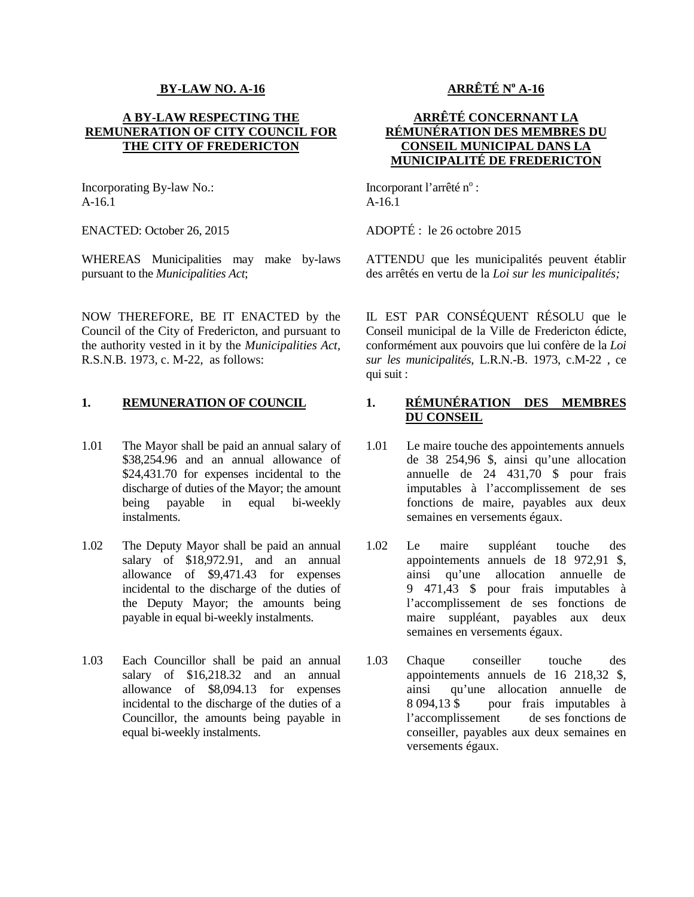**BY-LAW NO. A-16**

**A BY-LAW RESPECTING THE REMUNERATION OF CITY COUNCIL FOR THE CITY OF FREDERICTON**

Incorporating By-law No.:
A-16.1

ENACTED: October 26, 2015

WHEREAS Municipalities may make by-laws pursuant to the *Municipalities Act*;

NOW THEREFORE, BE IT ENACTED by the Council of the City of Fredericton, and pursuant to the authority vested in it by the *Municipalities Act*, R.S.N.B. 1973, c. M-22, as follows:

**1. REMUNERATION OF COUNCIL**

1.01 The Mayor shall be paid an annual salary of $38,254.96 and an annual allowance of $24,431.70 for expenses incidental to the discharge of duties of the Mayor; the amount being payable in equal bi-weekly instalments.

1.02 The Deputy Mayor shall be paid an annual salary of $18,972.91, and an annual allowance of $9,471.43 for expenses incidental to the discharge of the duties of the Deputy Mayor; the amounts being payable in equal bi-weekly instalments.

1.03 Each Councillor shall be paid an annual salary of $16,218.32 and an annual allowance of $8,094.13 for expenses incidental to the discharge of the duties of a Councillor, the amounts being payable in equal bi-weekly instalments.

**ARRÊTÉ Nº A-16**

**ARRÊTÉ CONCERNANT LA RÉMUNÉRATION DES MEMBRES DU CONSEIL MUNICIPAL DANS LA MUNICIPALITÉ DE FREDERICTON**

Incorporant l'arrêté nº :
A-16.1

ADOPTÉ : le 26 octobre 2015

ATTENDU que les municipalités peuvent établir des arrêtés en vertu de la *Loi sur les municipalités;*

IL EST PAR CONSÉQUENT RÉSOLU que le Conseil municipal de la Ville de Fredericton édicte, conformément aux pouvoirs que lui confère de la *Loi sur les municipalités*, L.R.N.-B. 1973, c.M-22 , ce qui suit :

**1. RÉMUNÉRATION DES MEMBRES DU CONSEIL**

1.01 Le maire touche des appointements annuels de 38 254,96 $, ainsi qu'une allocation annuelle de 24 431,70 $ pour frais imputables à l'accomplissement de ses fonctions de maire, payables aux deux semaines en versements égaux.

1.02 Le maire suppléant touche des appointements annuels de 18 972,91 $, ainsi qu'une allocation annuelle de 9 471,43 $ pour frais imputables à l'accomplissement de ses fonctions de maire suppléant, payables aux deux semaines en versements égaux.

1.03 Chaque conseiller touche des appointements annuels de 16 218,32 $, ainsi qu'une allocation annuelle de 8 094,13 $ pour frais imputables à l'accomplissement de ses fonctions de conseiller, payables aux deux semaines en versements égaux.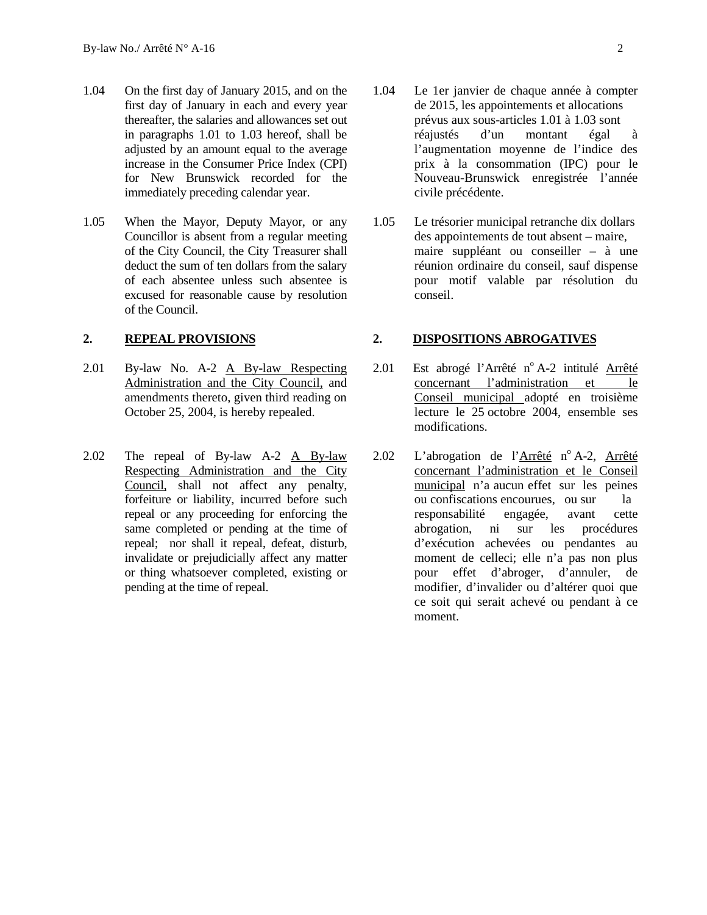1.04 On the first day of January 2015, and on the first day of January in each and every year thereafter, the salaries and allowances set out in paragraphs 1.01 to 1.03 hereof, shall be adjusted by an amount equal to the average increase in the Consumer Price Index (CPI) for New Brunswick recorded for the immediately preceding calendar year.

1.04 Le 1er janvier de chaque année à compter de 2015, les appointements et allocations prévus aux sous-articles 1.01 à 1.03 sont réajustés d'un montant égal à l'augmentation moyenne de l'indice des prix à la consommation (IPC) pour le Nouveau-Brunswick enregistrée l'année civile précédente.

1.05 When the Mayor, Deputy Mayor, or any Councillor is absent from a regular meeting of the City Council, the City Treasurer shall deduct the sum of ten dollars from the salary of each absentee unless such absentee is excused for reasonable cause by resolution of the Council.

1.05 Le trésorier municipal retranche dix dollars des appointements de tout absent – maire, maire suppléant ou conseiller – à une réunion ordinaire du conseil, sauf dispense pour motif valable par résolution du conseil.

## 2. REPEAL PROVISIONS

## 2. DISPOSITIONS ABROGATIVES

2.01 By-law No. A-2 A By-law Respecting Administration and the City Council, and amendments thereto, given third reading on October 25, 2004, is hereby repealed.

2.01 Est abrogé l'Arrêté n° A-2 intitulé Arrêté concernant l'administration et le Conseil municipal adopté en troisième lecture le 25 octobre 2004, ensemble ses modifications.

2.02 The repeal of By-law A-2 A By-law Respecting Administration and the City Council, shall not affect any penalty, forfeiture or liability, incurred before such repeal or any proceeding for enforcing the same completed or pending at the time of repeal; nor shall it repeal, defeat, disturb, invalidate or prejudicially affect any matter or thing whatsoever completed, existing or pending at the time of repeal.

2.02 L'abrogation de l'Arrêté n° A-2, Arrêté concernant l'administration et le Conseil municipal n'a aucun effet sur les peines ou confiscations encourues, ou sur la responsabilité engagée, avant cette abrogation, ni sur les procédures d'exécution achevées ou pendantes au moment de celleci; elle n'a pas non plus pour effet d'abroger, d'annuler, de modifier, d'invalider ou d'altérer quoi que ce soit qui serait achevé ou pendant à ce moment.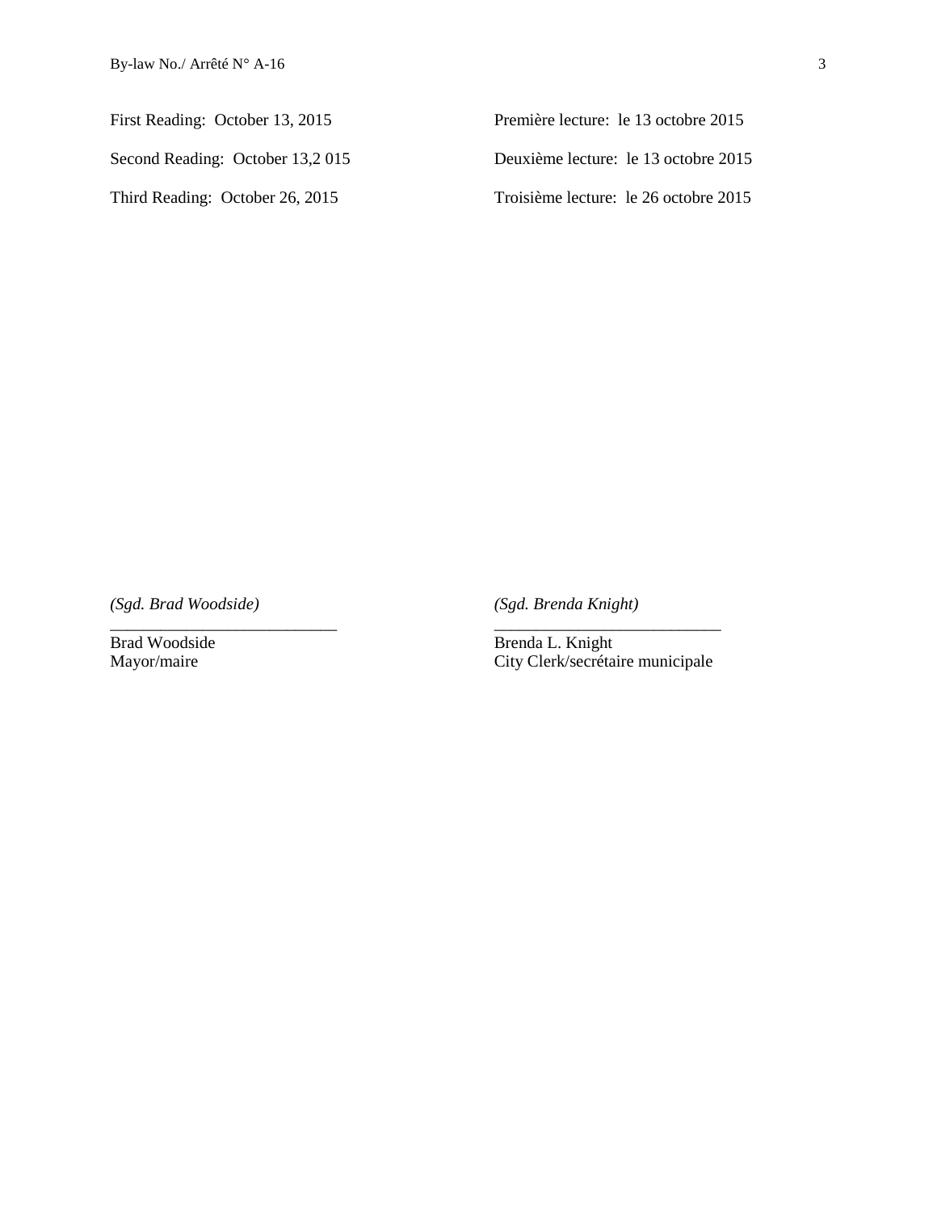First Reading: October 13, 2015

Second Reading: October 13,2 015

Third Reading: October 26, 2015

Première lecture: le 13 octobre 2015

Deuxième lecture: le 13 octobre 2015

Troisième lecture: le 26 octobre 2015

*(Sgd. Brad Woodside)*

\_\_\_\_\_\_\_\_\_\_\_\_\_\_\_\_\_\_\_\_\_\_\_\_\_\_\_

Brad Woodside
Mayor/maire

*(Sgd. Brenda Knight)*

\_\_\_\_\_\_\_\_\_\_\_\_\_\_\_\_\_\_\_\_\_\_\_\_\_\_\_

Brenda L. Knight
City Clerk/secrétaire municipale